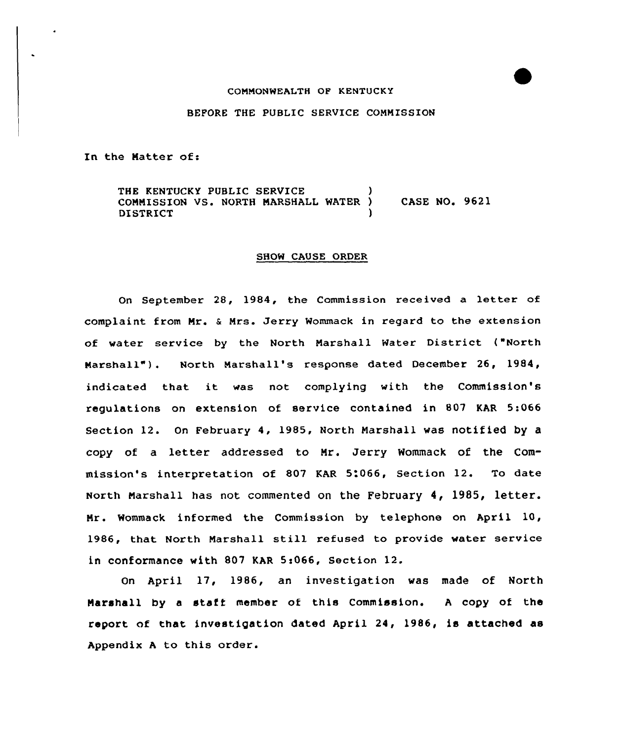COMMONWEALTH OF KENTUCKY

BEFORE THE PUBLIC SERVICE COMMISSION

In the Matter of:

THE KENTUCKY PUBLIC SERVICE COMMISSION VS. NORTH MARSHALL WATER DISTRICT ) CASE NO. 9621

## SHOW CAUSE ORDER

On September 28, 1984, the Commission received a letter of complaint from Mr. & Mrs. Jerry Wommack in regard to the extension of water service by the North Marshall Water District ("North Marshall"). North Marshall's response dated December 26, 1984, indicated that it was not complying with the Commission's regulations on extension of service contained in 807 KAR 5:066 Section 12. On February 4, 1985, North Marshall was notified by a copy of a letter addressed to Mr. Jerry Wommack of the Commission's interpretation of 807 KAR 5:066, Section 12. To date North Marshall has not commented on the February 4, 1985, letter. Mr. Wommack informed the Commission by telephone on April 10, 1986, that North Marshall still refused to provide water service in conformance with 807 KAR 5:066, Section 12.

On April 17, 1986, an investigation was made of North Marshall by a staff member of this Commission. A copy of the report of that investigation dated April 24, 1986, is attached as Appendix A to this order.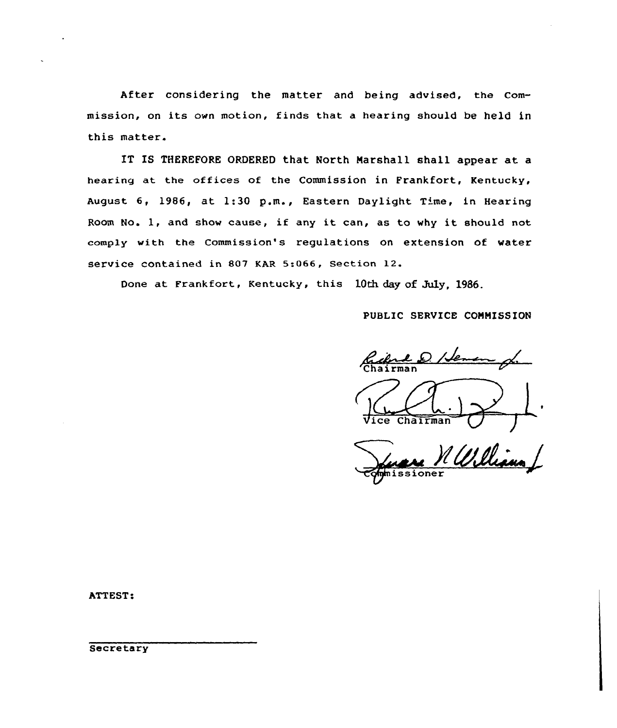After considering the matter and being advised, the Commission, on its own motion, finds that a hearing should be held in this matter.

IT IS THEREFORE ORDERED that North Marshall shall appear at a hearing at the offices of the Commission in Frankfort, Kentucky, August 6, 1986, at 1:30 p.m., Eastern Daylight Time, in Hearing Room No. 1, and show cause, if any it can, as to why it should not comply with the Commission's regulations on extension of water service contained in 807 KAR 5:066, Section 12.

Done at Frankfort, Kentucky, this 10th day of July, 1986.

PUBLIC SERVICE COMMISSION

Chairman

Vice Chairman

Commissioner

ATTEST:

Secretary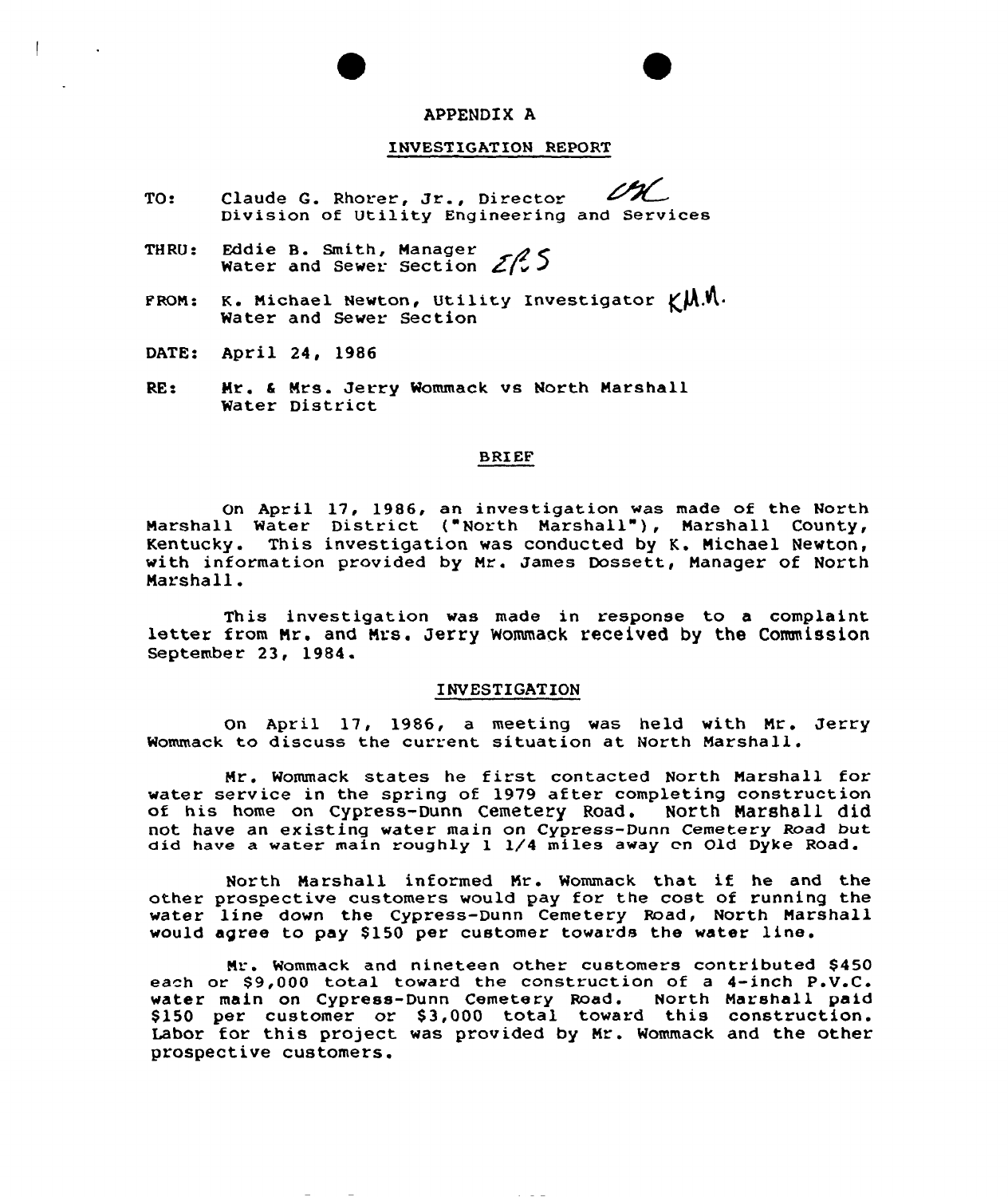# APPENDIX A

## INVESTIGATION REPORT

TO: Claude G. Rhorer, Jr., Director
Division of Utility Engineering and Services

THRU: Eddie B. Smith, Manager
Water and Sewer Section

FROM: K. Michael Newton, Utility Investigator
Water and Sewer Section

DATE: April 24, 1986

RE: Mr. & Mrs. Jerry Wommack vs North Marshall Water District

### BRIEF

On April 17, 1986, an investigation was made of the North Marshall Water District ("North Marshall"), Marshall County, Kentucky. This investigation was conducted by K. Michael Newton, with information provided by Mr. James Dossett, Manager of North Marshall.

This investigation was made in response to a complaint letter from Mr. and Mrs. Jerry Wommack received by the Commission September 23, 1984.

### INVESTIGATION

On April 17, 1986, a meeting was held with Mr. Jerry Wommack to discuss the current situation at North Marshall.

Mr. Wommack states he first contacted North Marshall for water service in the spring of 1979 after completing construction of his home on Cypress-Dunn Cemetery Road. North Marshall did not have an existing water main on Cypress-Dunn Cemetery Road but did have a water main roughly 1 1/4 miles away on Old Dyke Road.

North Marshall informed Mr. Wommack that if he and the other prospective customers would pay for the cost of running the water line down the Cypress-Dunn Cemetery Road, North Marshall would agree to pay $150 per customer towards the water line.

Mr. Wommack and nineteen other customers contributed $450 each or $9,000 total toward the construction of a 4-inch P.V.C. water main on Cypress-Dunn Cemetery Road. North Marshall paid $150 per customer or $3,000 total toward this construction. Labor for this project was provided by Mr. Wommack and the other prospective customers.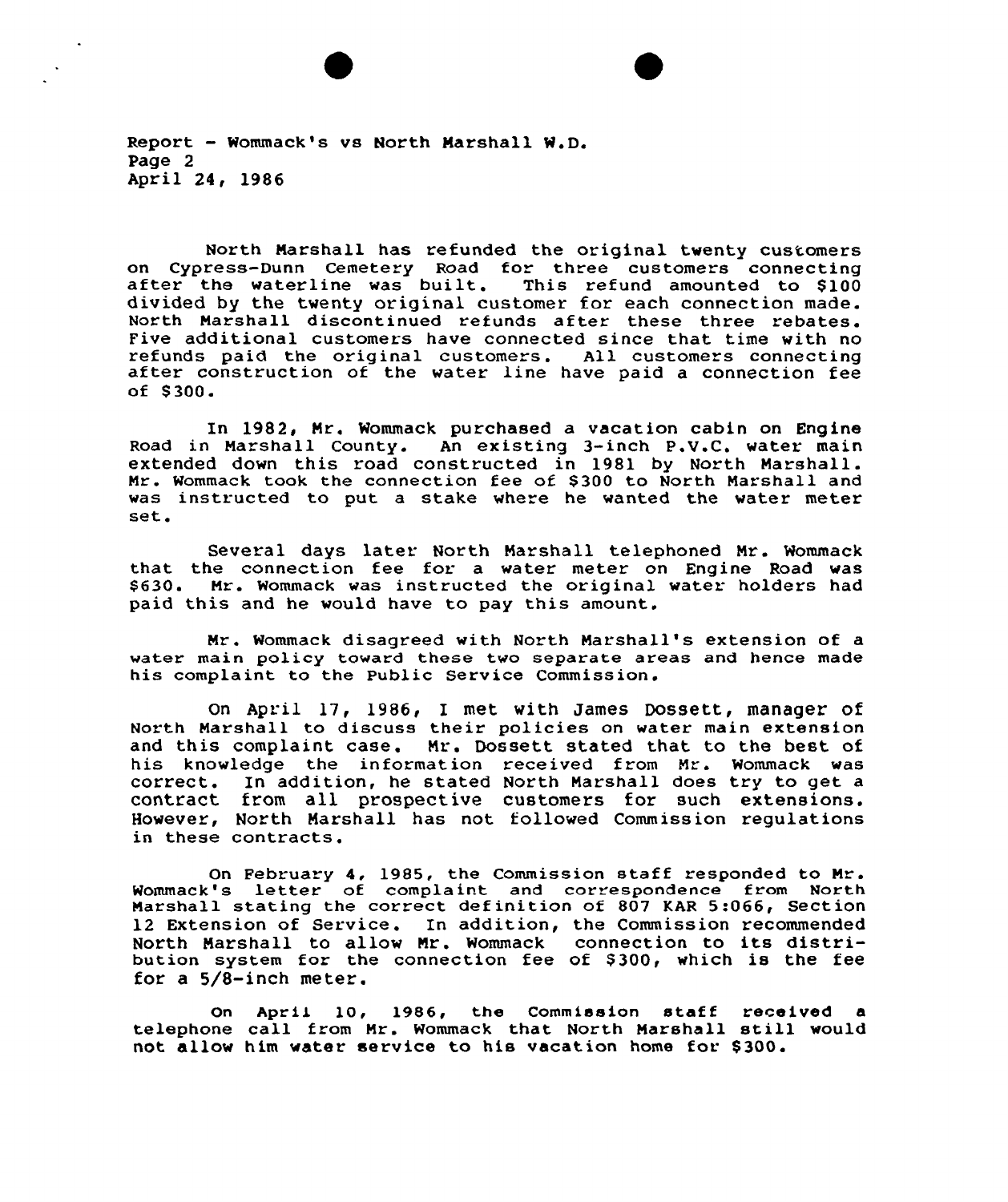North Marshall has refunded the original twenty customers on Cypress-Dunn Cemetery Road for three customers connecting after the waterline was built. This refund amounted to $100 divided by the twenty original customer for each connection made. North Marshall discontinued refunds after these three rebates. Five additional customers have connected since that time with no refunds paid the original customers. All customers connecting after construction of the water line have paid a connection fee of $300.

In 1982, Mr. Wommack purchased a vacation cabin on Engine Road in Marshall County. An existing 3-inch P.V.C. water main extended down this road constructed in 1981 by North Marshall. Mr. Wommack took the connection fee of $300 to North Marshall and was instructed to put a stake where he wanted the water meter set.

Several days later North Marshall telephoned Mr. Wommack that the connection fee for a water meter on Engine Road was $630. Mr. Wommack was instructed the original water holders had paid this and he would have to pay this amount.

Mr. Wommack disagreed with North Marshall's extension of a water main policy toward these two separate areas and hence made his complaint to the Public Service Commission.

On April 17, 1986, I met with James Dossett, manager of North Marshall to discuss their policies on water main extension and this complaint case. Mr. Dossett stated that to the best of his knowledge the information received from Mr. Wommack was correct. In addition, he stated North Marshall does try to get a contract from all prospective customers for such extensions. However, North Marshall has not followed Commission regulations in these contracts.

On February 4, 1985, the Commission staff responded to Mr. Wommack's letter of complaint and correspondence from North Marshall stating the correct definition of 807 KAR 5:066, Section 12 Extension of Service. In addition, the Commission recommended North Marshall to allow Mr. Wommack connection to its distribution system for the connection fee of $300, which is the fee for a 5/8-inch meter.

On April 10, 1986, the Commission staff received a telephone call from Mr. Wommack that North Marshall still would not allow him water service to his vacation home for $300.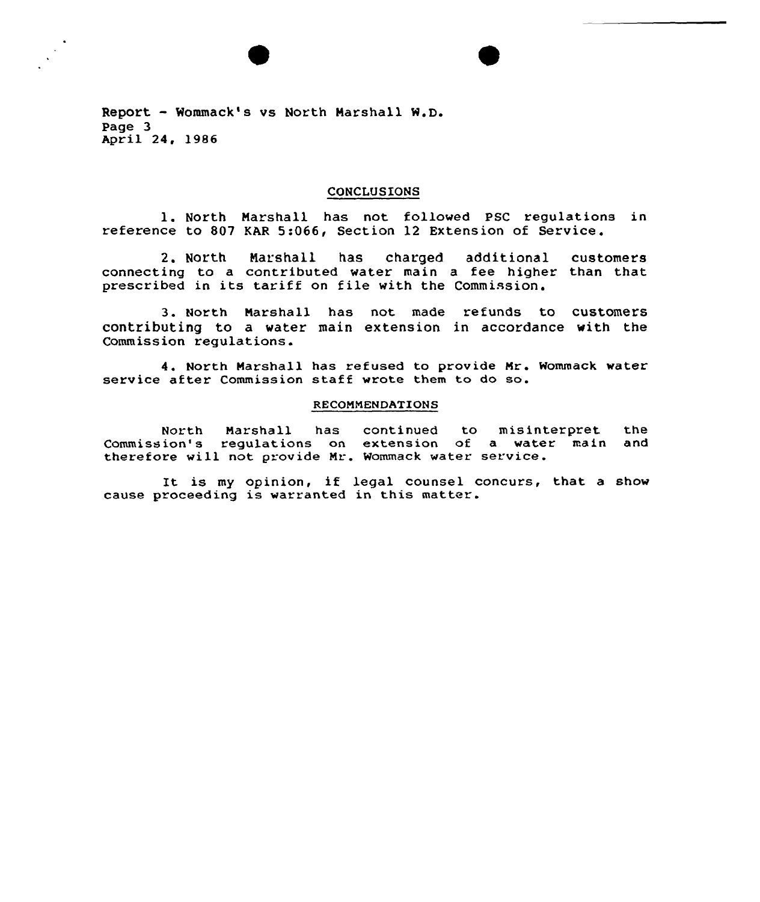## CONCLUSIONS

1. North Marshall has not followed PSC regulations in reference to 807 KAR 5:066, Section 12 Extension of Service.

2. North Marshall has charged additional customers connecting to a contributed water main a fee higher than that prescribed in its tariff on file with the Commission.

3. North Marshall has not made refunds to customers contributing to a water main extension in accordance with the Commission regulations.

4. North Marshall has refused to provide Mr. Wommack water service after Commission staff wrote them to do so.

## RECOMMENDATIONS

North Marshall has continued to misinterpret the Commission's regulations on extension of a water main and therefore will not provide Mr. Wommack water service.

It is my opinion, if legal counsel concurs, that a show cause proceeding is warranted in this matter.